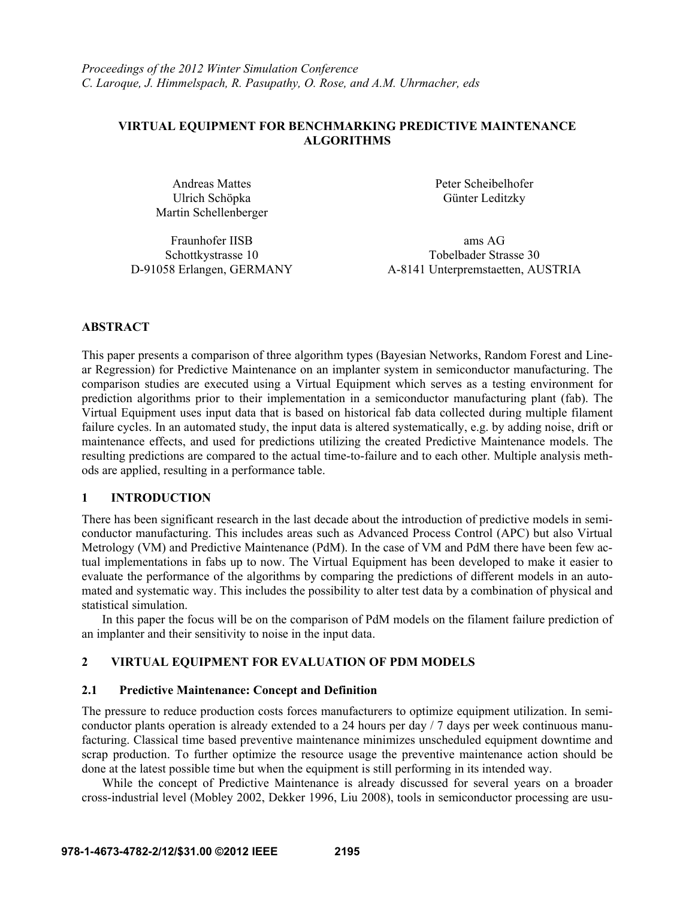*Proceedings of the 2012 Winter Simulation Conference*
*C. Laroque, J. Himmelspach, R. Pasupathy, O. Rose, and A.M. Uhrmacher, eds*

# VIRTUAL EQUIPMENT FOR BENCHMARKING PREDICTIVE MAINTENANCE ALGORITHMS

Andreas Mattes
Ulrich Schöpka
Martin Schellenberger

Fraunhofer IISB
Schottkystrasse 10
D-91058 Erlangen, GERMANY

Peter Scheibelhofer
Günter Leditzky

ams AG
Tobelbader Strasse 30
A-8141 Unterpremstaetten, AUSTRIA

## ABSTRACT

This paper presents a comparison of three algorithm types (Bayesian Networks, Random Forest and Linear Regression) for Predictive Maintenance on an implanter system in semiconductor manufacturing. The comparison studies are executed using a Virtual Equipment which serves as a testing environment for prediction algorithms prior to their implementation in a semiconductor manufacturing plant (fab). The Virtual Equipment uses input data that is based on historical fab data collected during multiple filament failure cycles. In an automated study, the input data is altered systematically, e.g. by adding noise, drift or maintenance effects, and used for predictions utilizing the created Predictive Maintenance models. The resulting predictions are compared to the actual time-to-failure and to each other. Multiple analysis methods are applied, resulting in a performance table.

## 1 INTRODUCTION

There has been significant research in the last decade about the introduction of predictive models in semiconductor manufacturing. This includes areas such as Advanced Process Control (APC) but also Virtual Metrology (VM) and Predictive Maintenance (PdM). In the case of VM and PdM there have been few actual implementations in fabs up to now. The Virtual Equipment has been developed to make it easier to evaluate the performance of the algorithms by comparing the predictions of different models in an automated and systematic way. This includes the possibility to alter test data by a combination of physical and statistical simulation.

In this paper the focus will be on the comparison of PdM models on the filament failure prediction of an implanter and their sensitivity to noise in the input data.

## 2 VIRTUAL EQUIPMENT FOR EVALUATION OF PDM MODELS

### 2.1 Predictive Maintenance: Concept and Definition

The pressure to reduce production costs forces manufacturers to optimize equipment utilization. In semiconductor plants operation is already extended to a 24 hours per day / 7 days per week continuous manufacturing. Classical time based preventive maintenance minimizes unscheduled equipment downtime and scrap production. To further optimize the resource usage the preventive maintenance action should be done at the latest possible time but when the equipment is still performing in its intended way.

While the concept of Predictive Maintenance is already discussed for several years on a broader cross-industrial level (Mobley 2002, Dekker 1996, Liu 2008), tools in semiconductor processing are usu-

978-1-4673-4782-2/12/$31.00 ©2012 IEEE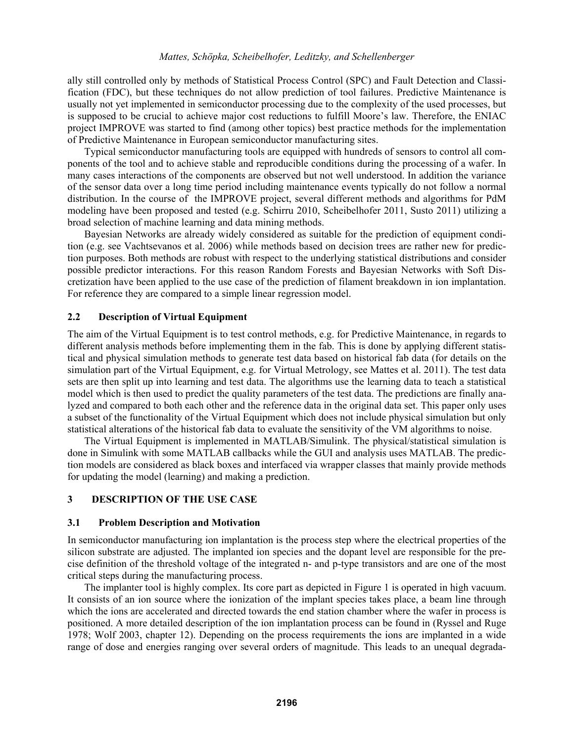ally still controlled only by methods of Statistical Process Control (SPC) and Fault Detection and Classification (FDC), but these techniques do not allow prediction of tool failures. Predictive Maintenance is usually not yet implemented in semiconductor processing due to the complexity of the used processes, but is supposed to be crucial to achieve major cost reductions to fulfill Moore's law. Therefore, the ENIAC project IMPROVE was started to find (among other topics) best practice methods for the implementation of Predictive Maintenance in European semiconductor manufacturing sites.

Typical semiconductor manufacturing tools are equipped with hundreds of sensors to control all components of the tool and to achieve stable and reproducible conditions during the processing of a wafer. In many cases interactions of the components are observed but not well understood. In addition the variance of the sensor data over a long time period including maintenance events typically do not follow a normal distribution. In the course of the IMPROVE project, several different methods and algorithms for PdM modeling have been proposed and tested (e.g. Schirru 2010, Scheibelhofer 2011, Susto 2011) utilizing a broad selection of machine learning and data mining methods.

Bayesian Networks are already widely considered as suitable for the prediction of equipment condition (e.g. see Vachtsevanos et al. 2006) while methods based on decision trees are rather new for prediction purposes. Both methods are robust with respect to the underlying statistical distributions and consider possible predictor interactions. For this reason Random Forests and Bayesian Networks with Soft Discretization have been applied to the use case of the prediction of filament breakdown in ion implantation. For reference they are compared to a simple linear regression model.

### 2.2 Description of Virtual Equipment

The aim of the Virtual Equipment is to test control methods, e.g. for Predictive Maintenance, in regards to different analysis methods before implementing them in the fab. This is done by applying different statistical and physical simulation methods to generate test data based on historical fab data (for details on the simulation part of the Virtual Equipment, e.g. for Virtual Metrology, see Mattes et al. 2011). The test data sets are then split up into learning and test data. The algorithms use the learning data to teach a statistical model which is then used to predict the quality parameters of the test data. The predictions are finally analyzed and compared to both each other and the reference data in the original data set. This paper only uses a subset of the functionality of the Virtual Equipment which does not include physical simulation but only statistical alterations of the historical fab data to evaluate the sensitivity of the VM algorithms to noise.

The Virtual Equipment is implemented in MATLAB/Simulink. The physical/statistical simulation is done in Simulink with some MATLAB callbacks while the GUI and analysis uses MATLAB. The prediction models are considered as black boxes and interfaced via wrapper classes that mainly provide methods for updating the model (learning) and making a prediction.

## 3 DESCRIPTION OF THE USE CASE

### 3.1 Problem Description and Motivation

In semiconductor manufacturing ion implantation is the process step where the electrical properties of the silicon substrate are adjusted. The implanted ion species and the dopant level are responsible for the precise definition of the threshold voltage of the integrated n- and p-type transistors and are one of the most critical steps during the manufacturing process.

The implanter tool is highly complex. Its core part as depicted in Figure 1 is operated in high vacuum. It consists of an ion source where the ionization of the implant species takes place, a beam line through which the ions are accelerated and directed towards the end station chamber where the wafer in process is positioned. A more detailed description of the ion implantation process can be found in (Ryssel and Ruge 1978; Wolf 2003, chapter 12). Depending on the process requirements the ions are implanted in a wide range of dose and energies ranging over several orders of magnitude. This leads to an unequal degrada-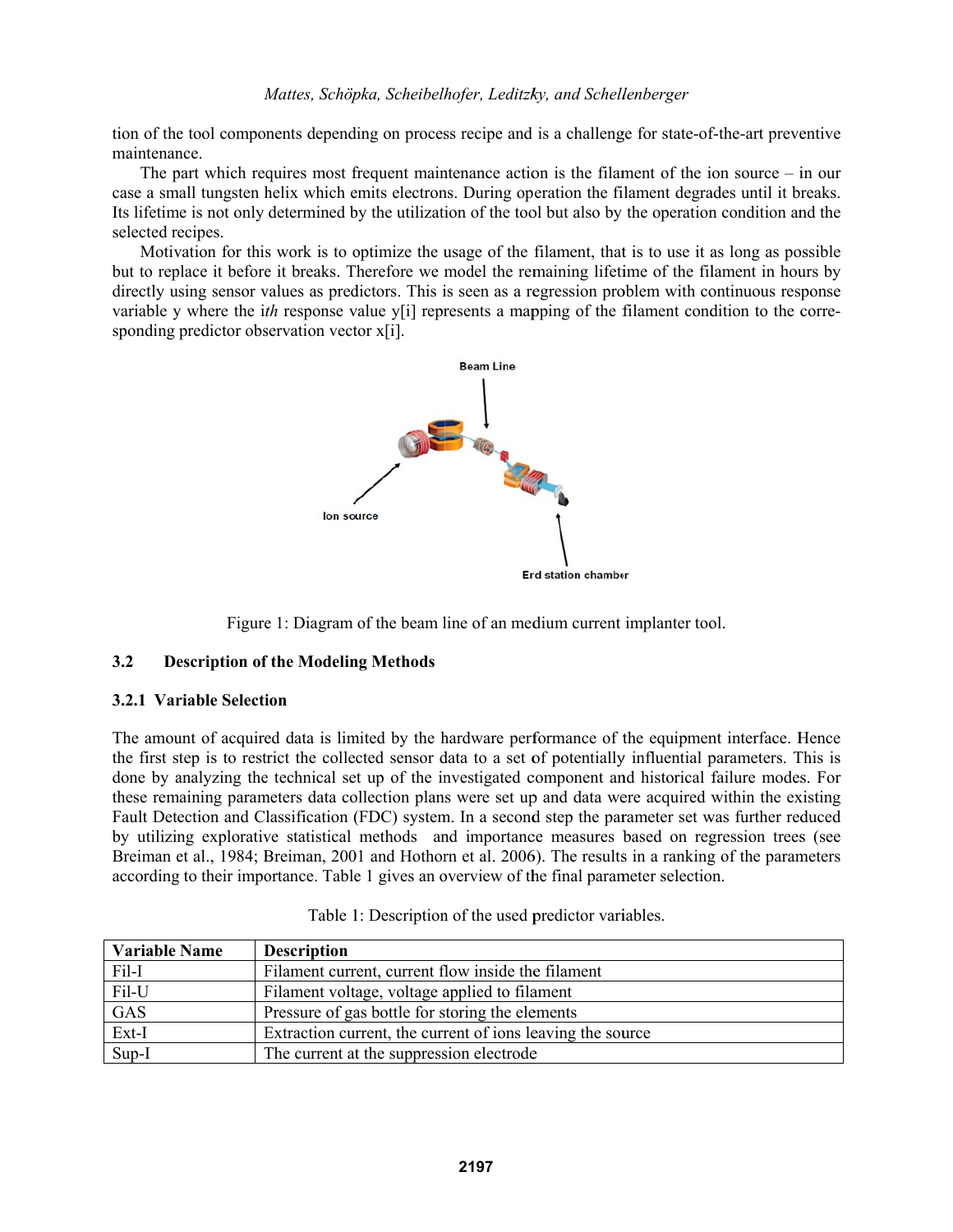tion of the tool components depending on process recipe and is a challenge for state-of-the-art preventive maintenance.

The part which requires most frequent maintenance action is the filament of the ion source – in our case a small tungsten helix which emits electrons. During operation the filament degrades until it breaks. Its lifetime is not only determined by the utilization of the tool but also by the operation condition and the selected recipes.

Motivation for this work is to optimize the usage of the filament, that is to use it as long as possible but to replace it before it breaks. Therefore we model the remaining lifetime of the filament in hours by directly using sensor values as predictors. This is seen as a regression problem with continuous response variable y where the i*th* response value y[i] represents a mapping of the filament condition to the corresponding predictor observation vector x[i].

Figure 1: Diagram of the beam line of an medium current implanter tool.

### 3.2 Description of the Modeling Methods

#### 3.2.1 Variable Selection

The amount of acquired data is limited by the hardware performance of the equipment interface. Hence the first step is to restrict the collected sensor data to a set of potentially influential parameters. This is done by analyzing the technical set up of the investigated component and historical failure modes. For these remaining parameters data collection plans were set up and data were acquired within the existing Fault Detection and Classification (FDC) system. In a second step the parameter set was further reduced by utilizing explorative statistical methods and importance measures based on regression trees (see Breiman et al., 1984; Breiman, 2001 and Hothorn et al. 2006). The results in a ranking of the parameters according to their importance. Table 1 gives an overview of the final parameter selection.

Table 1: Description of the used predictor variables.

| Variable Name | Description |
|---|---|
| Fil-I | Filament current, current flow inside the filament |
| Fil-U | Filament voltage, voltage applied to filament |
| GAS | Pressure of gas bottle for storing the elements |
| Ext-I | Extraction current, the current of ions leaving the source |
| Sup-I | The current at the suppression electrode |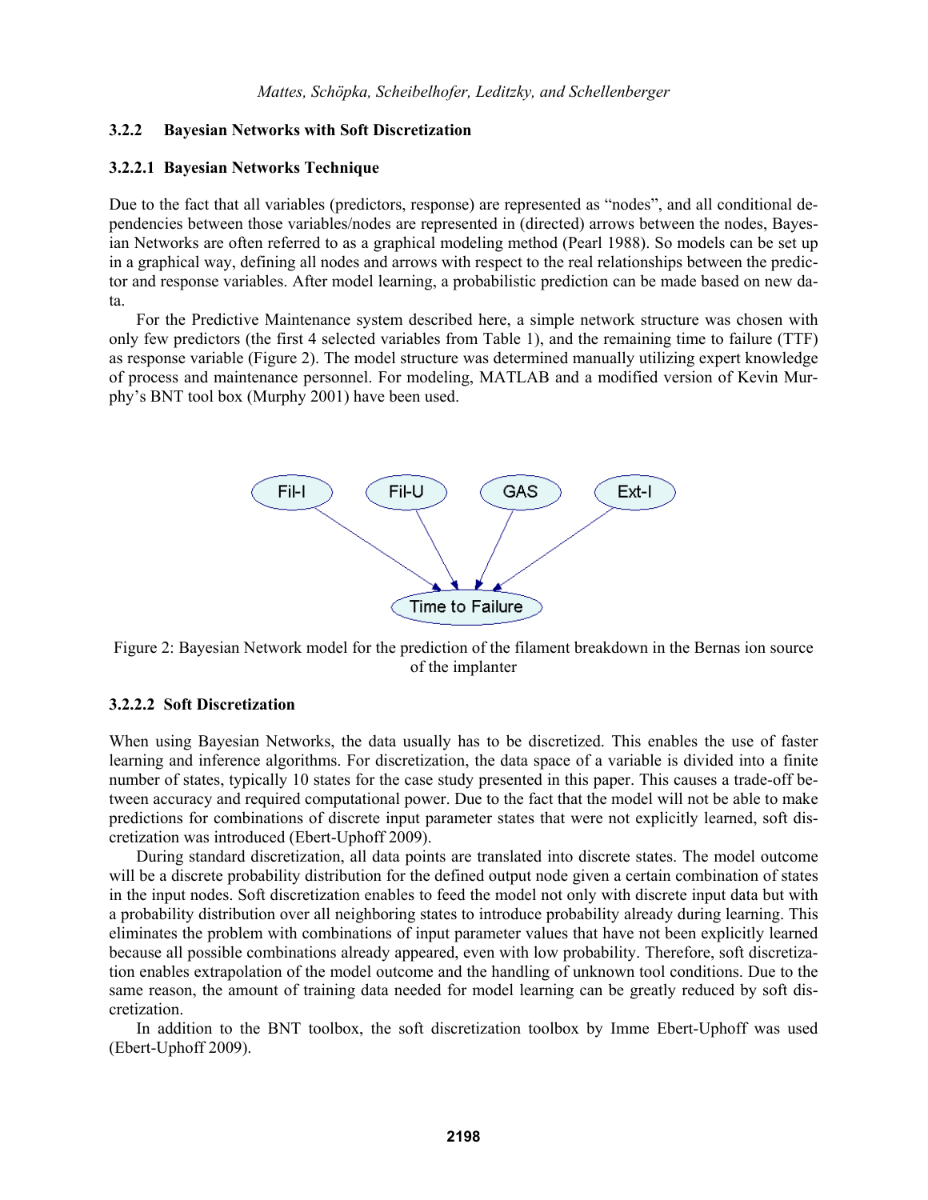### 3.2.2 Bayesian Networks with Soft Discretization

#### 3.2.2.1 Bayesian Networks Technique

Due to the fact that all variables (predictors, response) are represented as "nodes", and all conditional dependencies between those variables/nodes are represented in (directed) arrows between the nodes, Bayesian Networks are often referred to as a graphical modeling method (Pearl 1988). So models can be set up in a graphical way, defining all nodes and arrows with respect to the real relationships between the predictor and response variables. After model learning, a probabilistic prediction can be made based on new data.

For the Predictive Maintenance system described here, a simple network structure was chosen with only few predictors (the first 4 selected variables from Table 1), and the remaining time to failure (TTF) as response variable (Figure 2). The model structure was determined manually utilizing expert knowledge of process and maintenance personnel. For modeling, MATLAB and a modified version of Kevin Murphy's BNT tool box (Murphy 2001) have been used.

Figure 2: Bayesian Network model for the prediction of the filament breakdown in the Bernas ion source of the implanter

#### 3.2.2.2 Soft Discretization

When using Bayesian Networks, the data usually has to be discretized. This enables the use of faster learning and inference algorithms. For discretization, the data space of a variable is divided into a finite number of states, typically 10 states for the case study presented in this paper. This causes a trade-off between accuracy and required computational power. Due to the fact that the model will not be able to make predictions for combinations of discrete input parameter states that were not explicitly learned, soft discretization was introduced (Ebert-Uphoff 2009).

During standard discretization, all data points are translated into discrete states. The model outcome will be a discrete probability distribution for the defined output node given a certain combination of states in the input nodes. Soft discretization enables to feed the model not only with discrete input data but with a probability distribution over all neighboring states to introduce probability already during learning. This eliminates the problem with combinations of input parameter values that have not been explicitly learned because all possible combinations already appeared, even with low probability. Therefore, soft discretization enables extrapolation of the model outcome and the handling of unknown tool conditions. Due to the same reason, the amount of training data needed for model learning can be greatly reduced by soft discretization.

In addition to the BNT toolbox, the soft discretization toolbox by Imme Ebert-Uphoff was used (Ebert-Uphoff 2009).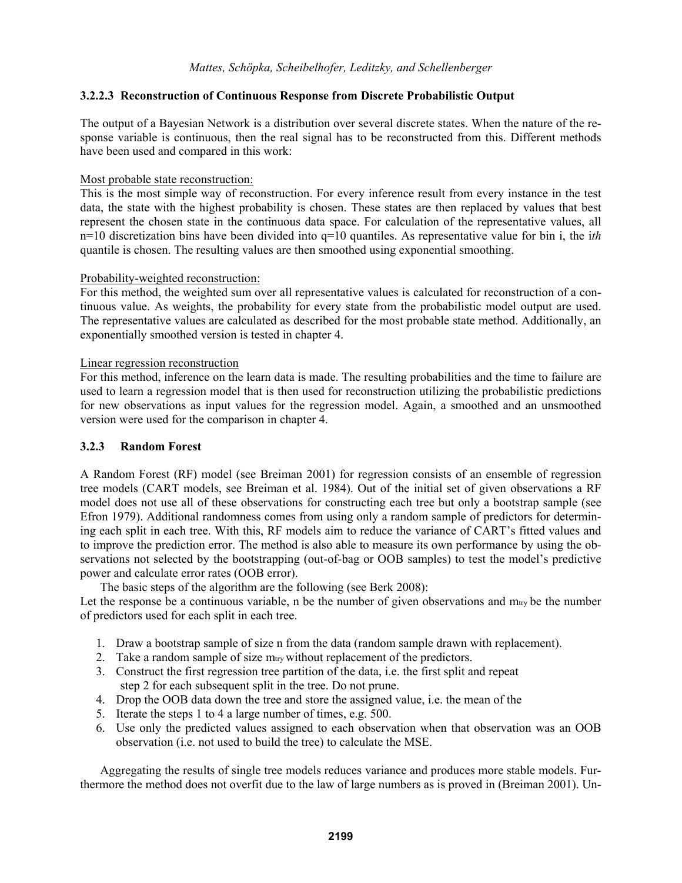#### 3.2.2.3 Reconstruction of Continuous Response from Discrete Probabilistic Output

The output of a Bayesian Network is a distribution over several discrete states. When the nature of the response variable is continuous, then the real signal has to be reconstructed from this. Different methods have been used and compared in this work:

Most probable state reconstruction:
This is the most simple way of reconstruction. For every inference result from every instance in the test data, the state with the highest probability is chosen. These states are then replaced by values that best represent the chosen state in the continuous data space. For calculation of the representative values, all n=10 discretization bins have been divided into q=10 quantiles. As representative value for bin i, the i*th* quantile is chosen. The resulting values are then smoothed using exponential smoothing.

Probability-weighted reconstruction:
For this method, the weighted sum over all representative values is calculated for reconstruction of a continuous value. As weights, the probability for every state from the probabilistic model output are used. The representative values are calculated as described for the most probable state method. Additionally, an exponentially smoothed version is tested in chapter 4.

Linear regression reconstruction
For this method, inference on the learn data is made. The resulting probabilities and the time to failure are used to learn a regression model that is then used for reconstruction utilizing the probabilistic predictions for new observations as input values for the regression model. Again, a smoothed and an unsmoothed version were used for the comparison in chapter 4.

### 3.2.3 Random Forest

A Random Forest (RF) model (see Breiman 2001) for regression consists of an ensemble of regression tree models (CART models, see Breiman et al. 1984). Out of the initial set of given observations a RF model does not use all of these observations for constructing each tree but only a bootstrap sample (see Efron 1979). Additional randomness comes from using only a random sample of predictors for determining each split in each tree. With this, RF models aim to reduce the variance of CART's fitted values and to improve the prediction error. The method is also able to measure its own performance by using the observations not selected by the bootstrapping (out-of-bag or OOB samples) to test the model's predictive power and calculate error rates (OOB error).

The basic steps of the algorithm are the following (see Berk 2008):
Let the response be a continuous variable, n be the number of given observations and $m_{try}$ be the number of predictors used for each split in each tree.

1. Draw a bootstrap sample of size n from the data (random sample drawn with replacement).
2. Take a random sample of size $m_{try}$ without replacement of the predictors.
3. Construct the first regression tree partition of the data, i.e. the first split and repeat step 2 for each subsequent split in the tree. Do not prune.
4. Drop the OOB data down the tree and store the assigned value, i.e. the mean of the
5. Iterate the steps 1 to 4 a large number of times, e.g. 500.
6. Use only the predicted values assigned to each observation when that observation was an OOB observation (i.e. not used to build the tree) to calculate the MSE.

Aggregating the results of single tree models reduces variance and produces more stable models. Furthermore the method does not overfit due to the law of large numbers as is proved in (Breiman 2001). Un-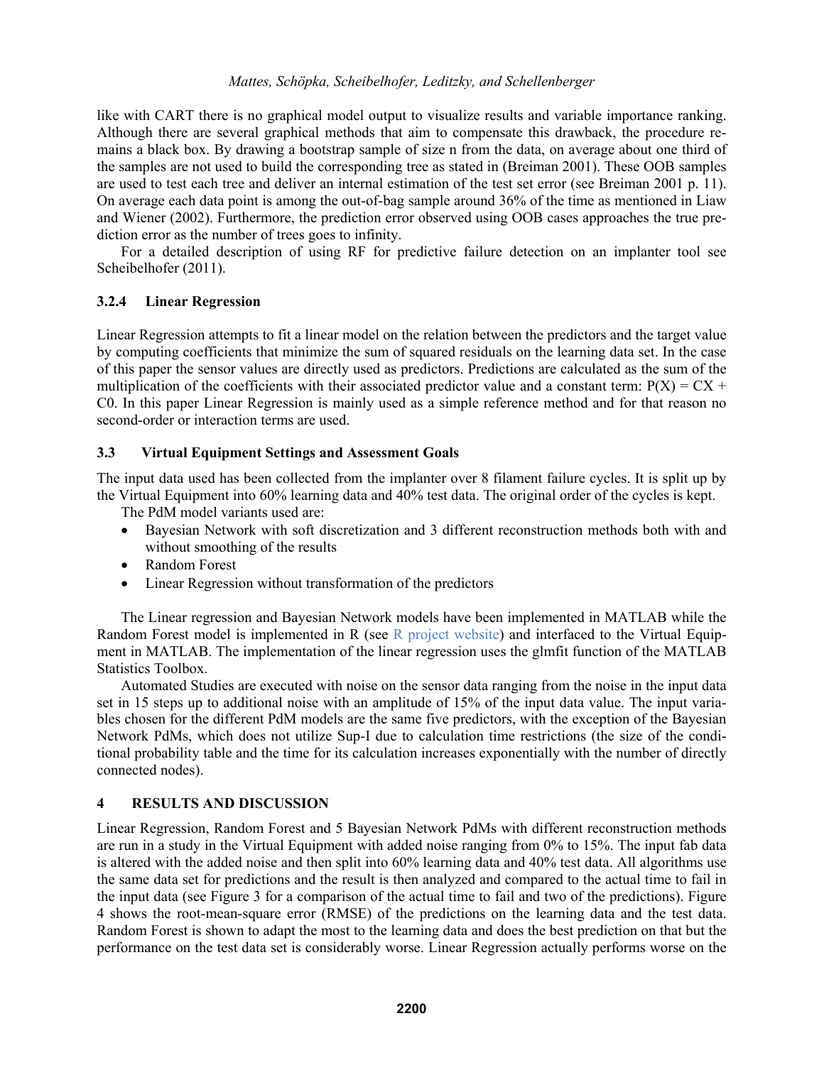like with CART there is no graphical model output to visualize results and variable importance ranking. Although there are several graphical methods that aim to compensate this drawback, the procedure remains a black box. By drawing a bootstrap sample of size n from the data, on average about one third of the samples are not used to build the corresponding tree as stated in (Breiman 2001). These OOB samples are used to test each tree and deliver an internal estimation of the test set error (see Breiman 2001 p. 11). On average each data point is among the out-of-bag sample around 36% of the time as mentioned in Liaw and Wiener (2002). Furthermore, the prediction error observed using OOB cases approaches the true prediction error as the number of trees goes to infinity.

For a detailed description of using RF for predictive failure detection on an implanter tool see Scheibelhofer (2011).

### 3.2.4 Linear Regression

Linear Regression attempts to fit a linear model on the relation between the predictors and the target value by computing coefficients that minimize the sum of squared residuals on the learning data set. In the case of this paper the sensor values are directly used as predictors. Predictions are calculated as the sum of the multiplication of the coefficients with their associated predictor value and a constant term: $P(X) = CX + C0$. In this paper Linear Regression is mainly used as a simple reference method and for that reason no second-order or interaction terms are used.

## 3.3 Virtual Equipment Settings and Assessment Goals

The input data used has been collected from the implanter over 8 filament failure cycles. It is split up by the Virtual Equipment into 60% learning data and 40% test data. The original order of the cycles is kept.

The PdM model variants used are:

- Bayesian Network with soft discretization and 3 different reconstruction methods both with and without smoothing of the results
- Random Forest
- Linear Regression without transformation of the predictors

The Linear regression and Bayesian Network models have been implemented in MATLAB while the Random Forest model is implemented in R (see R project website) and interfaced to the Virtual Equipment in MATLAB. The implementation of the linear regression uses the glmfit function of the MATLAB Statistics Toolbox.

Automated Studies are executed with noise on the sensor data ranging from the noise in the input data set in 15 steps up to additional noise with an amplitude of 15% of the input data value. The input variables chosen for the different PdM models are the same five predictors, with the exception of the Bayesian Network PdMs, which does not utilize Sup-I due to calculation time restrictions (the size of the conditional probability table and the time for its calculation increases exponentially with the number of directly connected nodes).

# 4 RESULTS AND DISCUSSION

Linear Regression, Random Forest and 5 Bayesian Network PdMs with different reconstruction methods are run in a study in the Virtual Equipment with added noise ranging from 0% to 15%. The input fab data is altered with the added noise and then split into 60% learning data and 40% test data. All algorithms use the same data set for predictions and the result is then analyzed and compared to the actual time to fail in the input data (see Figure 3 for a comparison of the actual time to fail and two of the predictions). Figure 4 shows the root-mean-square error (RMSE) of the predictions on the learning data and the test data. Random Forest is shown to adapt the most to the learning data and does the best prediction on that but the performance on the test data set is considerably worse. Linear Regression actually performs worse on the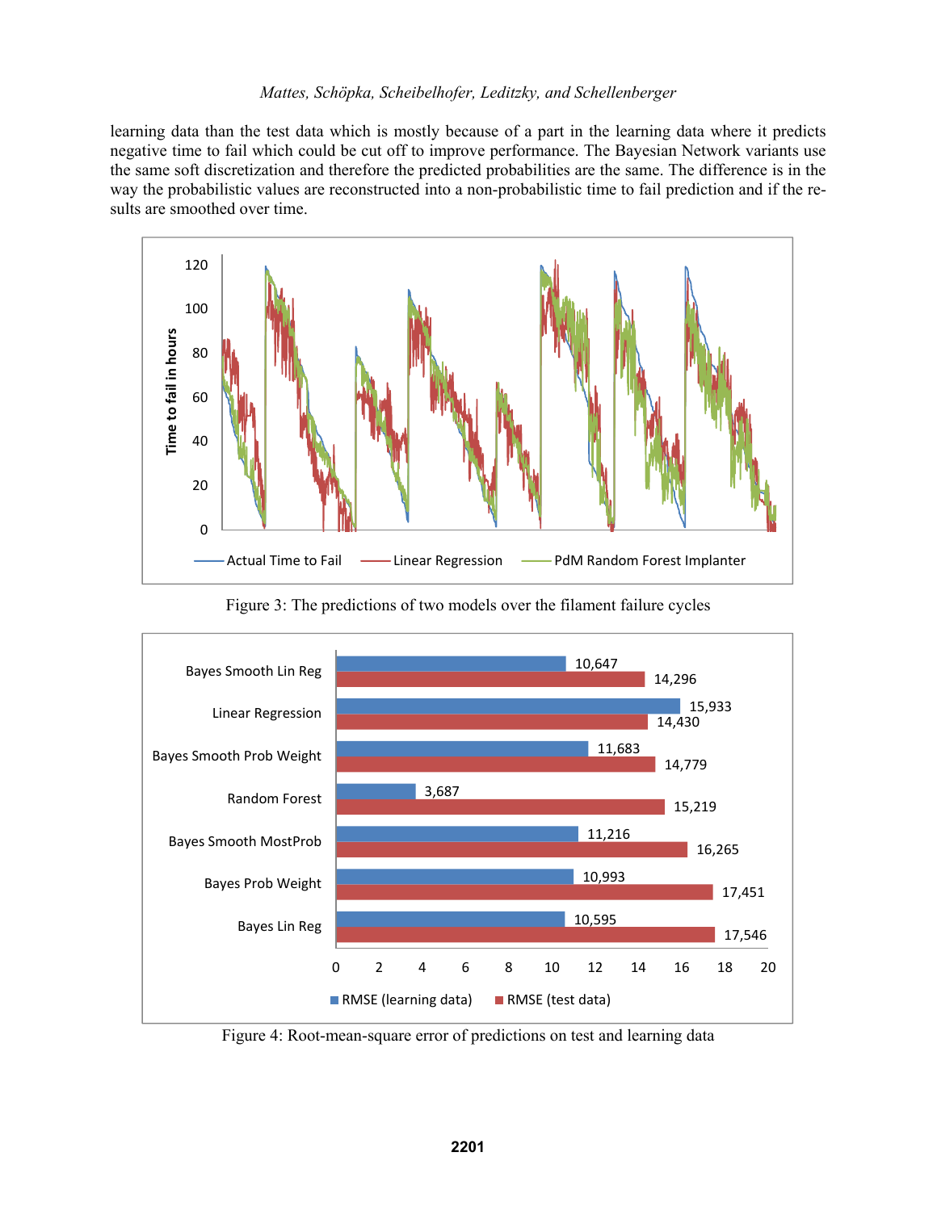learning data than the test data which is mostly because of a part in the learning data where it predicts negative time to fail which could be cut off to improve performance. The Bayesian Network variants use the same soft discretization and therefore the predicted probabilities are the same. The difference is in the way the probabilistic values are reconstructed into a non-probabilistic time to fail prediction and if the results are smoothed over time.

Figure 3: The predictions of two models over the filament failure cycles

Figure 4: Root-mean-square error of predictions on test and learning data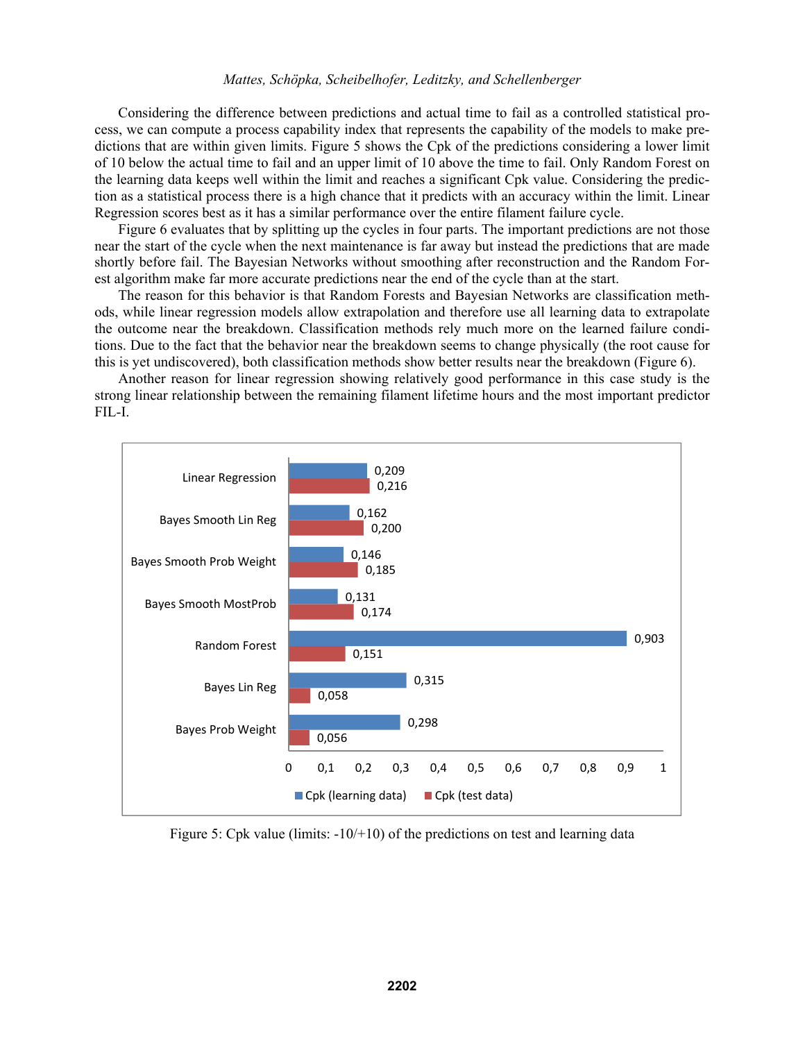Considering the difference between predictions and actual time to fail as a controlled statistical process, we can compute a process capability index that represents the capability of the models to make predictions that are within given limits. Figure 5 shows the Cpk of the predictions considering a lower limit of 10 below the actual time to fail and an upper limit of 10 above the time to fail. Only Random Forest on the learning data keeps well within the limit and reaches a significant Cpk value. Considering the prediction as a statistical process there is a high chance that it predicts with an accuracy within the limit. Linear Regression scores best as it has a similar performance over the entire filament failure cycle.

Figure 6 evaluates that by splitting up the cycles in four parts. The important predictions are not those near the start of the cycle when the next maintenance is far away but instead the predictions that are made shortly before fail. The Bayesian Networks without smoothing after reconstruction and the Random Forest algorithm make far more accurate predictions near the end of the cycle than at the start.

The reason for this behavior is that Random Forests and Bayesian Networks are classification methods, while linear regression models allow extrapolation and therefore use all learning data to extrapolate the outcome near the breakdown. Classification methods rely much more on the learned failure conditions. Due to the fact that the behavior near the breakdown seems to change physically (the root cause for this is yet undiscovered), both classification methods show better results near the breakdown (Figure 6).

Another reason for linear regression showing relatively good performance in this case study is the strong linear relationship between the remaining filament lifetime hours and the most important predictor FIL-I.

| | Cpk (learning data) | Cpk (test data) |
|---|---|---|
| Linear Regression | 0,209 | 0,216 |
| Bayes Smooth Lin Reg | 0,162 | 0,200 |
| Bayes Smooth Prob Weight | 0,146 | 0,185 |
| Bayes Smooth MostProb | 0,131 | 0,174 |
| Random Forest | 0,903 | 0,151 |
| Bayes Lin Reg | 0,315 | 0,058 |
| Bayes Prob Weight | 0,298 | 0,056 |

Figure 5: Cpk value (limits: -10/+10) of the predictions on test and learning data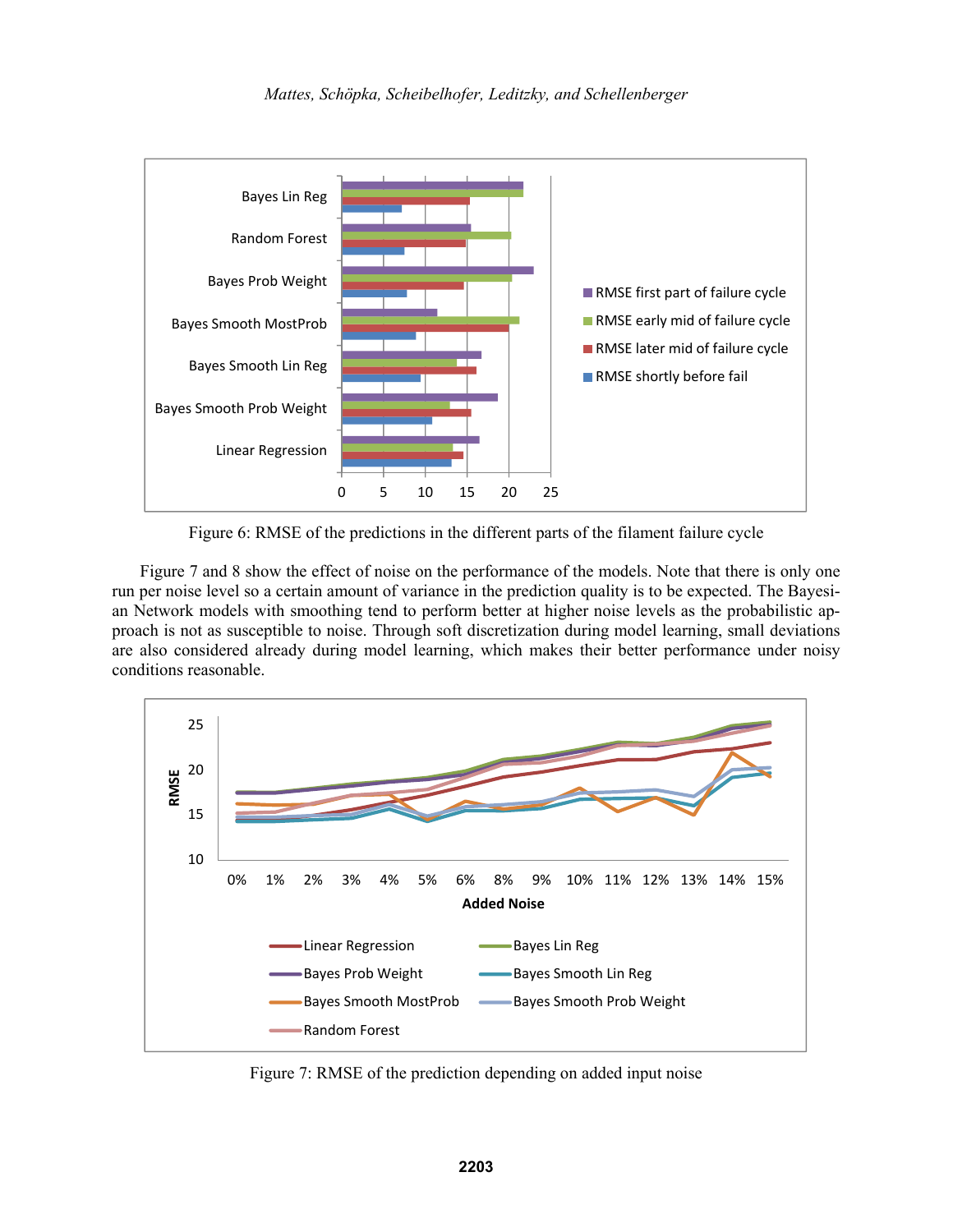Figure 6: RMSE of the predictions in the different parts of the filament failure cycle

Figure 7 and 8 show the effect of noise on the performance of the models. Note that there is only one run per noise level so a certain amount of variance in the prediction quality is to be expected. The Bayesian Network models with smoothing tend to perform better at higher noise levels as the probabilistic approach is not as susceptible to noise. Through soft discretization during model learning, small deviations are also considered already during model learning, which makes their better performance under noisy conditions reasonable.

Figure 7: RMSE of the prediction depending on added input noise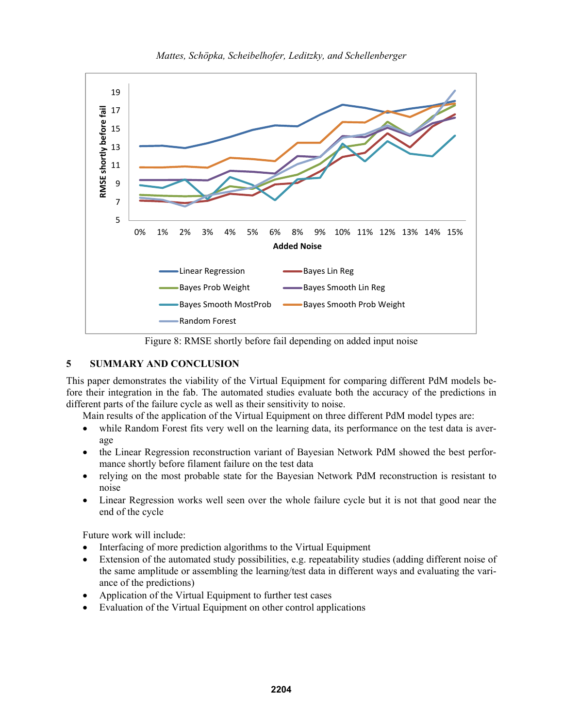Figure 8: RMSE shortly before fail depending on added input noise

## 5 SUMMARY AND CONCLUSION

This paper demonstrates the viability of the Virtual Equipment for comparing different PdM models before their integration in the fab. The automated studies evaluate both the accuracy of the predictions in different parts of the failure cycle as well as their sensitivity to noise.

Main results of the application of the Virtual Equipment on three different PdM model types are:

- while Random Forest fits very well on the learning data, its performance on the test data is average
- the Linear Regression reconstruction variant of Bayesian Network PdM showed the best performance shortly before filament failure on the test data
- relying on the most probable state for the Bayesian Network PdM reconstruction is resistant to noise
- Linear Regression works well seen over the whole failure cycle but it is not that good near the end of the cycle

Future work will include:

- Interfacing of more prediction algorithms to the Virtual Equipment
- Extension of the automated study possibilities, e.g. repeatability studies (adding different noise of the same amplitude or assembling the learning/test data in different ways and evaluating the variance of the predictions)
- Application of the Virtual Equipment to further test cases
- Evaluation of the Virtual Equipment on other control applications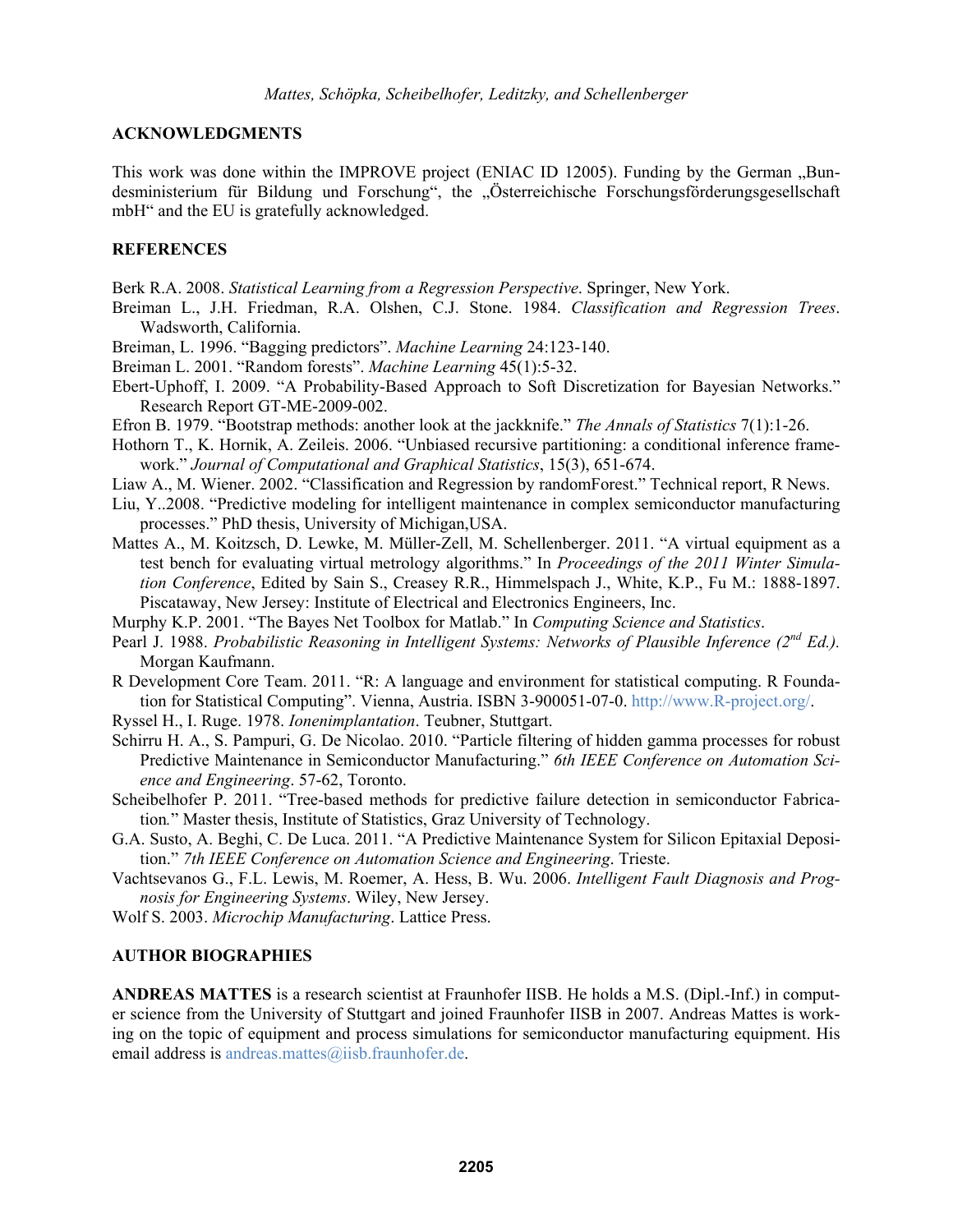## ACKNOWLEDGMENTS

This work was done within the IMPROVE project (ENIAC ID 12005). Funding by the German „Bundesministerium für Bildung und Forschung", the „Österreichische Forschungsförderungsgesellschaft mbH" and the EU is gratefully acknowledged.

## REFERENCES

Berk R.A. 2008. *Statistical Learning from a Regression Perspective*. Springer, New York.

Breiman L., J.H. Friedman, R.A. Olshen, C.J. Stone. 1984. *Classification and Regression Trees*. Wadsworth, California.

Breiman, L. 1996. "Bagging predictors". *Machine Learning* 24:123-140.

Breiman L. 2001. "Random forests". *Machine Learning* 45(1):5-32.

Ebert-Uphoff, I. 2009. "A Probability-Based Approach to Soft Discretization for Bayesian Networks." Research Report GT-ME-2009-002.

Efron B. 1979. "Bootstrap methods: another look at the jackknife." *The Annals of Statistics* 7(1):1-26.

Hothorn T., K. Hornik, A. Zeileis. 2006. "Unbiased recursive partitioning: a conditional inference framework." *Journal of Computational and Graphical Statistics*, 15(3), 651-674.

Liaw A., M. Wiener. 2002. "Classification and Regression by randomForest." Technical report, R News.

Liu, Y..2008. "Predictive modeling for intelligent maintenance in complex semiconductor manufacturing processes." PhD thesis, University of Michigan,USA.

Mattes A., M. Koitzsch, D. Lewke, M. Müller-Zell, M. Schellenberger. 2011. "A virtual equipment as a test bench for evaluating virtual metrology algorithms." In *Proceedings of the 2011 Winter Simulation Conference*, Edited by Sain S., Creasey R.R., Himmelspach J., White, K.P., Fu M.: 1888-1897. Piscataway, New Jersey: Institute of Electrical and Electronics Engineers, Inc.

Murphy K.P. 2001. "The Bayes Net Toolbox for Matlab." In *Computing Science and Statistics*.

Pearl J. 1988. *Probabilistic Reasoning in Intelligent Systems: Networks of Plausible Inference (2nd Ed.)*. Morgan Kaufmann.

R Development Core Team. 2011. "R: A language and environment for statistical computing. R Foundation for Statistical Computing". Vienna, Austria. ISBN 3-900051-07-0. http://www.R-project.org/.

Ryssel H., I. Ruge. 1978. *Ionenimplantation*. Teubner, Stuttgart.

Schirru H. A., S. Pampuri, G. De Nicolao. 2010. "Particle filtering of hidden gamma processes for robust Predictive Maintenance in Semiconductor Manufacturing." *6th IEEE Conference on Automation Science and Engineering*. 57-62, Toronto.

Scheibelhofer P. 2011. "Tree-based methods for predictive failure detection in semiconductor Fabrication." Master thesis, Institute of Statistics, Graz University of Technology.

G.A. Susto, A. Beghi, C. De Luca. 2011. "A Predictive Maintenance System for Silicon Epitaxial Deposition." *7th IEEE Conference on Automation Science and Engineering*. Trieste.

Vachtsevanos G., F.L. Lewis, M. Roemer, A. Hess, B. Wu. 2006. *Intelligent Fault Diagnosis and Prognosis for Engineering Systems*. Wiley, New Jersey.

Wolf S. 2003. *Microchip Manufacturing*. Lattice Press.

## AUTHOR BIOGRAPHIES

**ANDREAS MATTES** is a research scientist at Fraunhofer IISB. He holds a M.S. (Dipl.-Inf.) in computer science from the University of Stuttgart and joined Fraunhofer IISB in 2007. Andreas Mattes is working on the topic of equipment and process simulations for semiconductor manufacturing equipment. His email address is andreas.mattes@iisb.fraunhofer.de.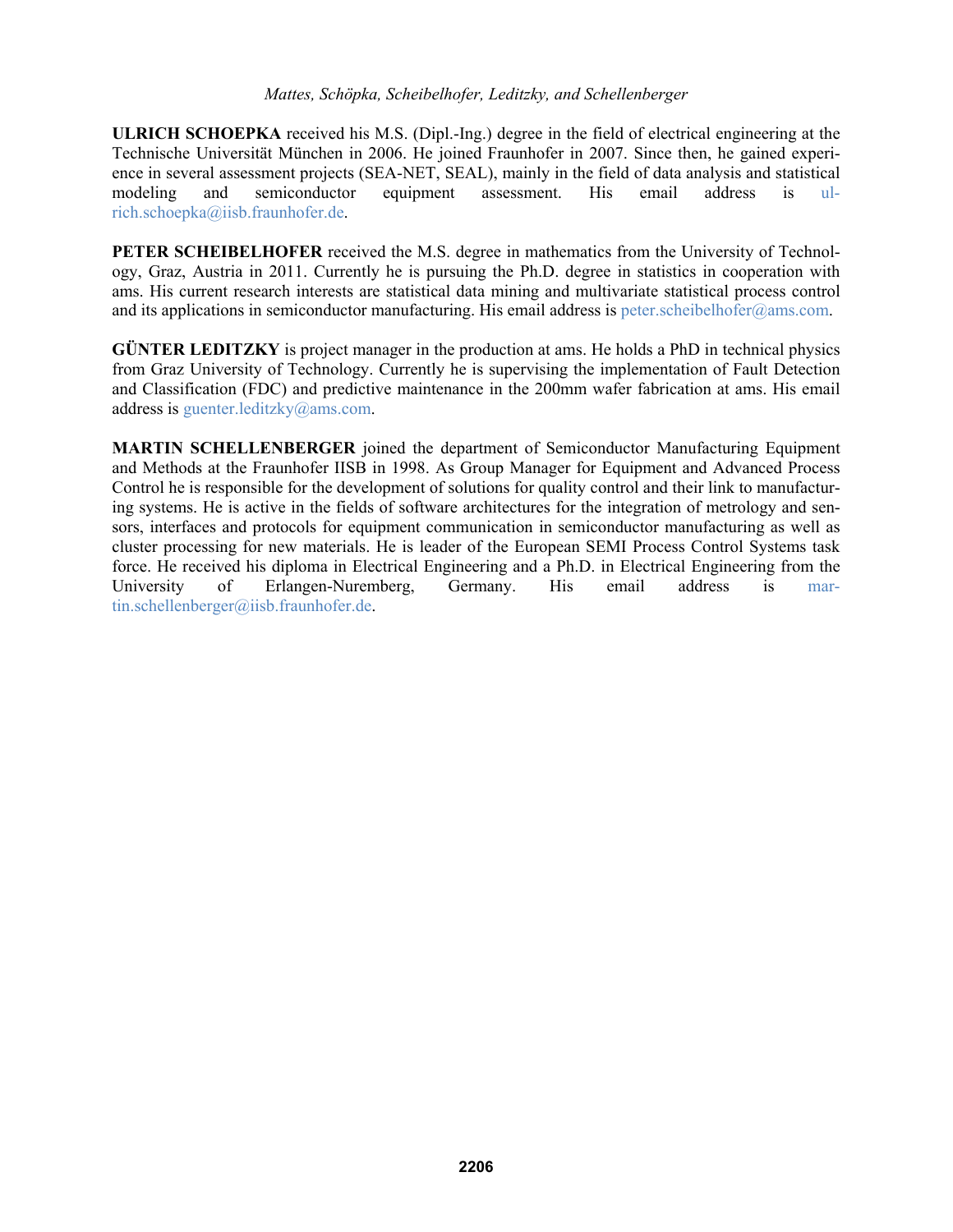**ULRICH SCHOEPKA** received his M.S. (Dipl.-Ing.) degree in the field of electrical engineering at the Technische Universität München in 2006. He joined Fraunhofer in 2007. Since then, he gained experience in several assessment projects (SEA-NET, SEAL), mainly in the field of data analysis and statistical modeling and semiconductor equipment assessment. His email address is ulrich.schoepka@iisb.fraunhofer.de.

**PETER SCHEIBELHOFER** received the M.S. degree in mathematics from the University of Technology, Graz, Austria in 2011. Currently he is pursuing the Ph.D. degree in statistics in cooperation with ams. His current research interests are statistical data mining and multivariate statistical process control and its applications in semiconductor manufacturing. His email address is peter.scheibelhofer@ams.com.

**GÜNTER LEDITZKY** is project manager in the production at ams. He holds a PhD in technical physics from Graz University of Technology. Currently he is supervising the implementation of Fault Detection and Classification (FDC) and predictive maintenance in the 200mm wafer fabrication at ams. His email address is guenter.leditzky@ams.com.

**MARTIN SCHELLENBERGER** joined the department of Semiconductor Manufacturing Equipment and Methods at the Fraunhofer IISB in 1998. As Group Manager for Equipment and Advanced Process Control he is responsible for the development of solutions for quality control and their link to manufacturing systems. He is active in the fields of software architectures for the integration of metrology and sensors, interfaces and protocols for equipment communication in semiconductor manufacturing as well as cluster processing for new materials. He is leader of the European SEMI Process Control Systems task force. He received his diploma in Electrical Engineering and a Ph.D. in Electrical Engineering from the University of Erlangen-Nuremberg, Germany. His email address is martin.schellenberger@iisb.fraunhofer.de.